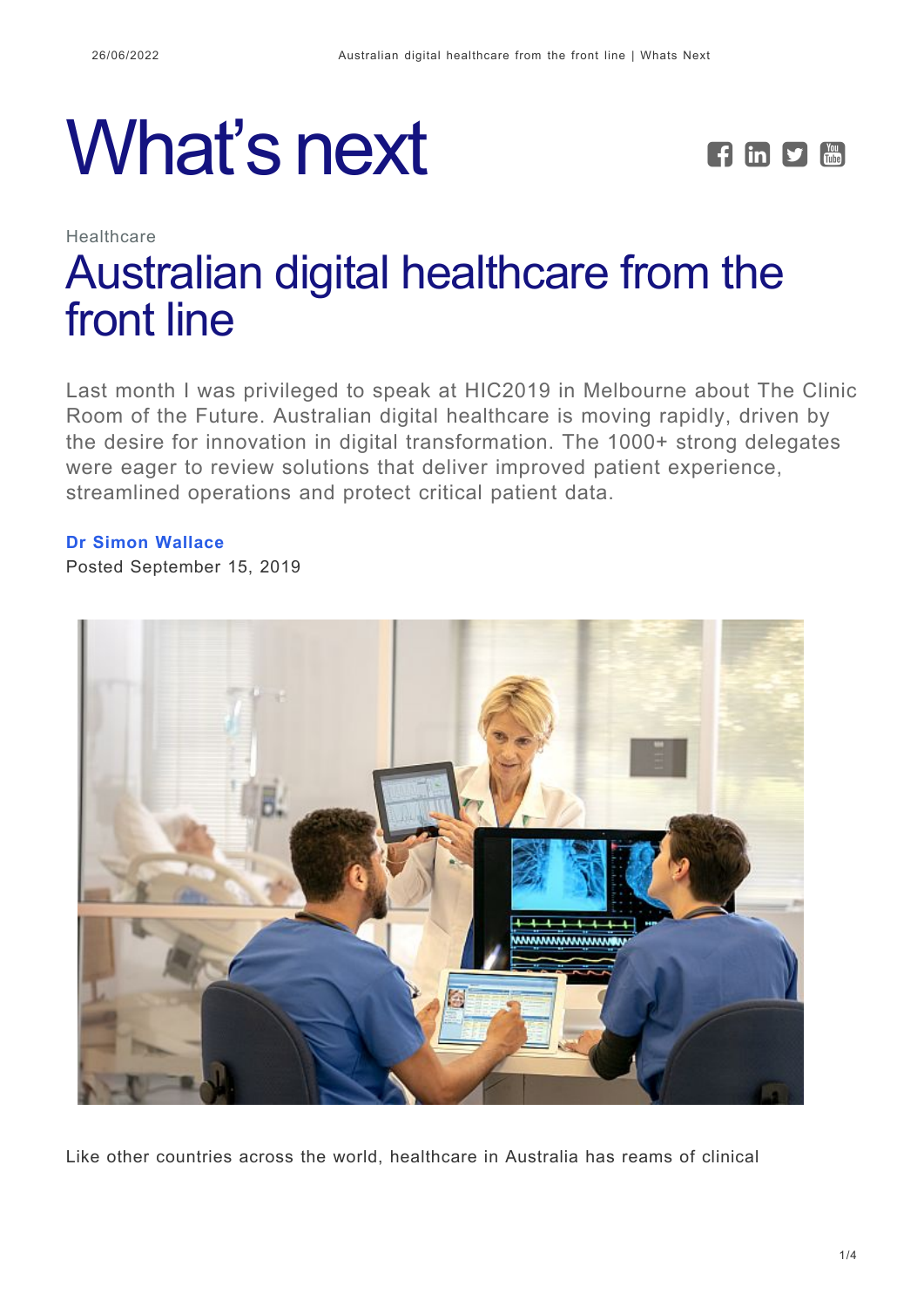# What's next

Healthcare

## Australian digital healthcare from the front line

Last month I was privileged to speak at HIC2019 in Melbourne about The Clinic Room of the Future. Australian digital healthcare is moving rapidly, driven by the desire for innovation in digital transformation. The 1000+ strong delegates were eager to review solutions that deliver improved patient experience, streamlined operations and protect critical patient data.

**Dr Simon Wallace**
Posted September 15, 2019

Like other countries across the world, healthcare in Australia has reams of clinical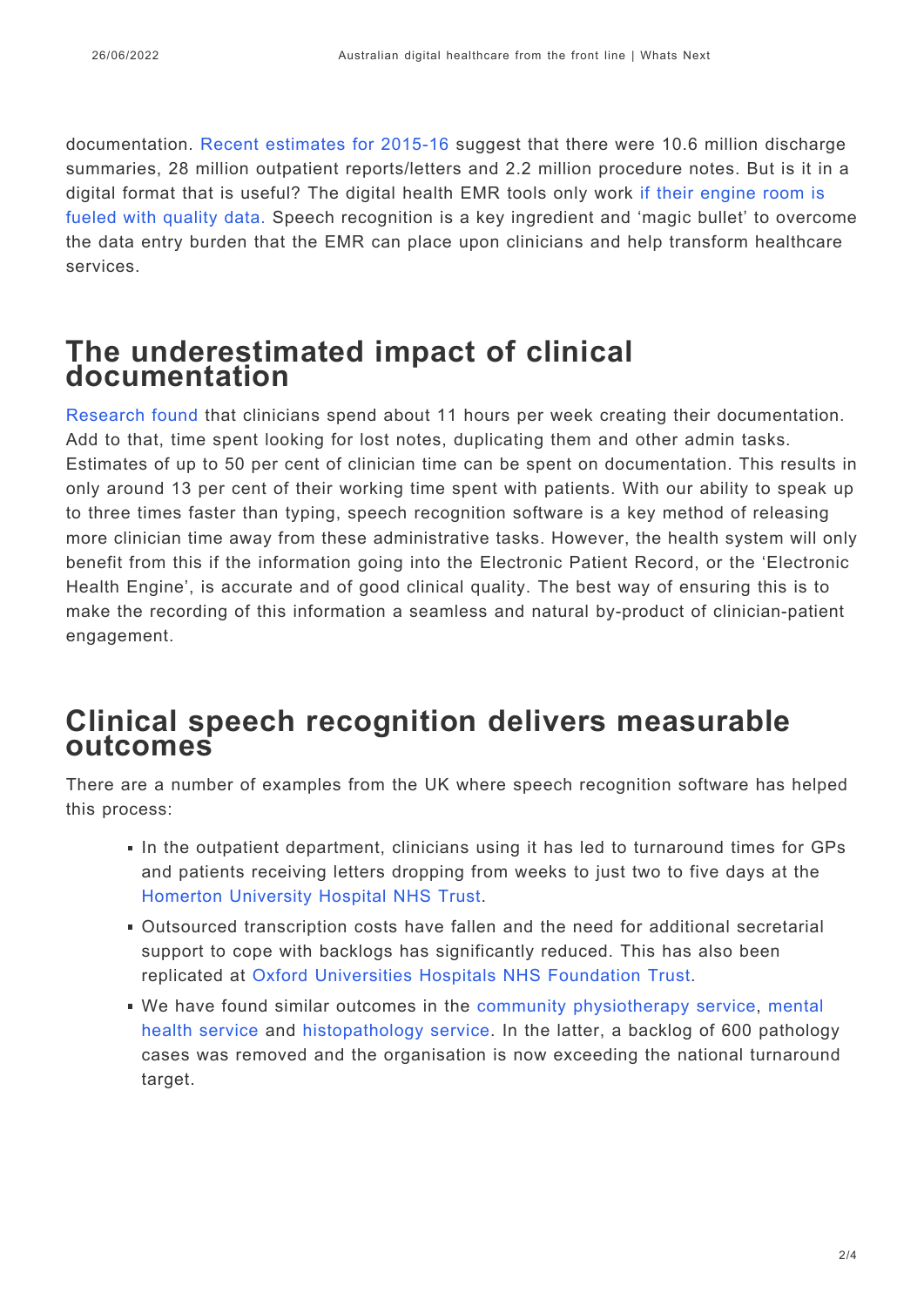documentation. Recent estimates for 2015-16 suggest that there were 10.6 million discharge summaries, 28 million outpatient reports/letters and 2.2 million procedure notes. But is it in a digital format that is useful? The digital health EMR tools only work if their engine room is fueled with quality data. Speech recognition is a key ingredient and 'magic bullet' to overcome the data entry burden that the EMR can place upon clinicians and help transform healthcare services.

## The underestimated impact of clinical documentation

Research found that clinicians spend about 11 hours per week creating their documentation. Add to that, time spent looking for lost notes, duplicating them and other admin tasks. Estimates of up to 50 per cent of clinician time can be spent on documentation. This results in only around 13 per cent of their working time spent with patients. With our ability to speak up to three times faster than typing, speech recognition software is a key method of releasing more clinician time away from these administrative tasks. However, the health system will only benefit from this if the information going into the Electronic Patient Record, or the 'Electronic Health Engine', is accurate and of good clinical quality. The best way of ensuring this is to make the recording of this information a seamless and natural by-product of clinician-patient engagement.

## Clinical speech recognition delivers measurable outcomes

There are a number of examples from the UK where speech recognition software has helped this process:

- In the outpatient department, clinicians using it has led to turnaround times for GPs and patients receiving letters dropping from weeks to just two to five days at the Homerton University Hospital NHS Trust.
- Outsourced transcription costs have fallen and the need for additional secretarial support to cope with backlogs has significantly reduced. This has also been replicated at Oxford Universities Hospitals NHS Foundation Trust.
- We have found similar outcomes in the community physiotherapy service, mental health service and histopathology service. In the latter, a backlog of 600 pathology cases was removed and the organisation is now exceeding the national turnaround target.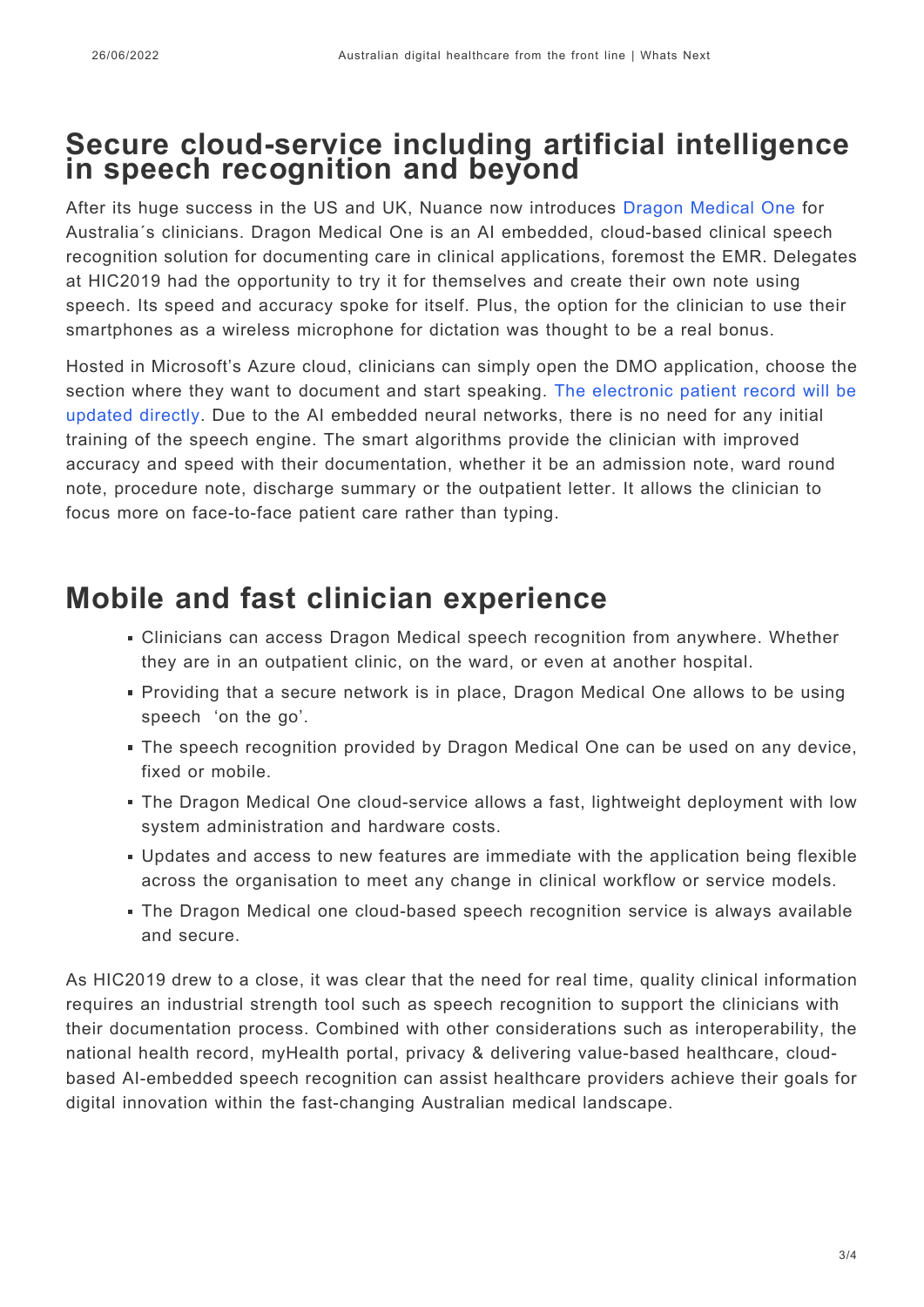## Secure cloud-service including artificial intelligence in speech recognition and beyond

After its huge success in the US and UK, Nuance now introduces Dragon Medical One for Australia´s clinicians. Dragon Medical One is an AI embedded, cloud-based clinical speech recognition solution for documenting care in clinical applications, foremost the EMR. Delegates at HIC2019 had the opportunity to try it for themselves and create their own note using speech. Its speed and accuracy spoke for itself. Plus, the option for the clinician to use their smartphones as a wireless microphone for dictation was thought to be a real bonus.

Hosted in Microsoft's Azure cloud, clinicians can simply open the DMO application, choose the section where they want to document and start speaking. The electronic patient record will be updated directly. Due to the AI embedded neural networks, there is no need for any initial training of the speech engine. The smart algorithms provide the clinician with improved accuracy and speed with their documentation, whether it be an admission note, ward round note, procedure note, discharge summary or the outpatient letter. It allows the clinician to focus more on face-to-face patient care rather than typing.

## Mobile and fast clinician experience

- Clinicians can access Dragon Medical speech recognition from anywhere. Whether they are in an outpatient clinic, on the ward, or even at another hospital.
- Providing that a secure network is in place, Dragon Medical One allows to be using speech 'on the go'.
- The speech recognition provided by Dragon Medical One can be used on any device, fixed or mobile.
- The Dragon Medical One cloud-service allows a fast, lightweight deployment with low system administration and hardware costs.
- Updates and access to new features are immediate with the application being flexible across the organisation to meet any change in clinical workflow or service models.
- The Dragon Medical one cloud-based speech recognition service is always available and secure.

As HIC2019 drew to a close, it was clear that the need for real time, quality clinical information requires an industrial strength tool such as speech recognition to support the clinicians with their documentation process. Combined with other considerations such as interoperability, the national health record, myHealth portal, privacy & delivering value-based healthcare, cloud-based AI-embedded speech recognition can assist healthcare providers achieve their goals for digital innovation within the fast-changing Australian medical landscape.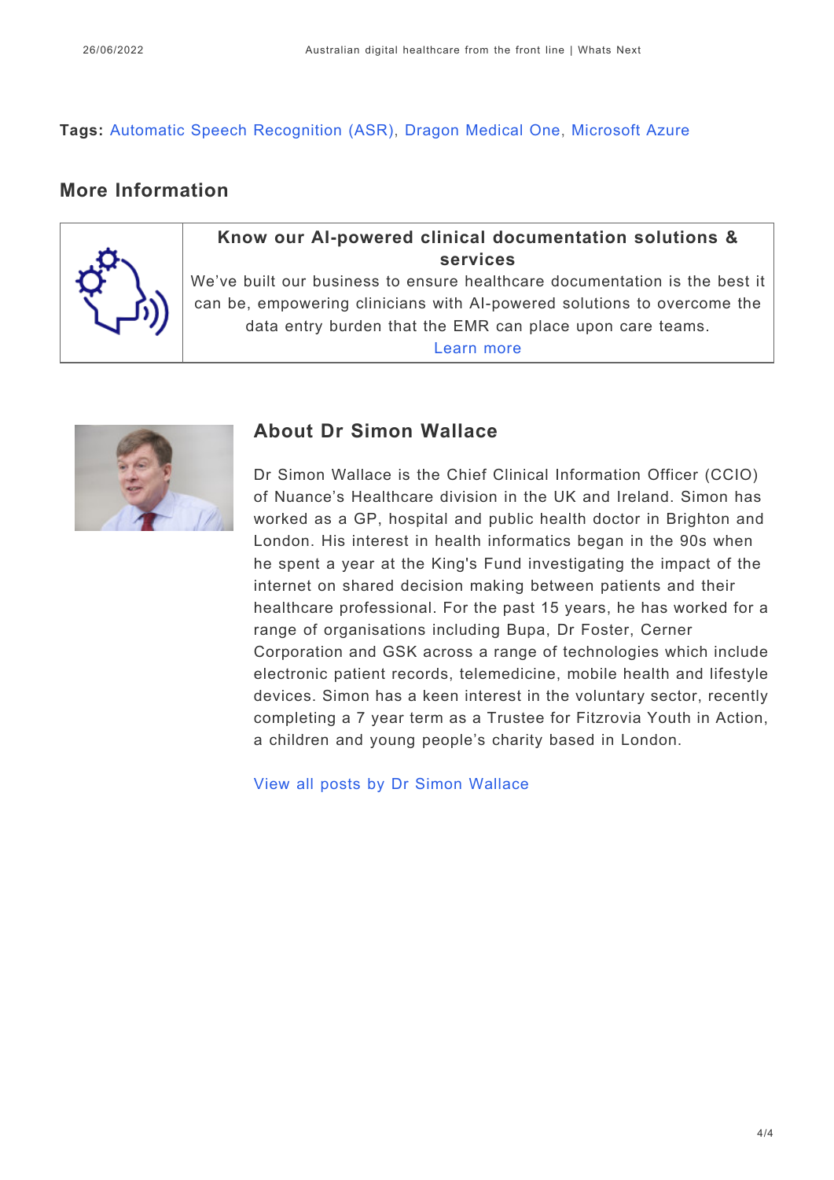**Tags:** Automatic Speech Recognition (ASR), Dragon Medical One, Microsoft Azure

## More Information

**Know our AI-powered clinical documentation solutions & services**

We've built our business to ensure healthcare documentation is the best it can be, empowering clinicians with AI-powered solutions to overcome the data entry burden that the EMR can place upon care teams.

Learn more

## About Dr Simon Wallace

Dr Simon Wallace is the Chief Clinical Information Officer (CCIO) of Nuance's Healthcare division in the UK and Ireland. Simon has worked as a GP, hospital and public health doctor in Brighton and London. His interest in health informatics began in the 90s when he spent a year at the King's Fund investigating the impact of the internet on shared decision making between patients and their healthcare professional. For the past 15 years, he has worked for a range of organisations including Bupa, Dr Foster, Cerner Corporation and GSK across a range of technologies which include electronic patient records, telemedicine, mobile health and lifestyle devices. Simon has a keen interest in the voluntary sector, recently completing a 7 year term as a Trustee for Fitzrovia Youth in Action, a children and young people's charity based in London.

View all posts by Dr Simon Wallace